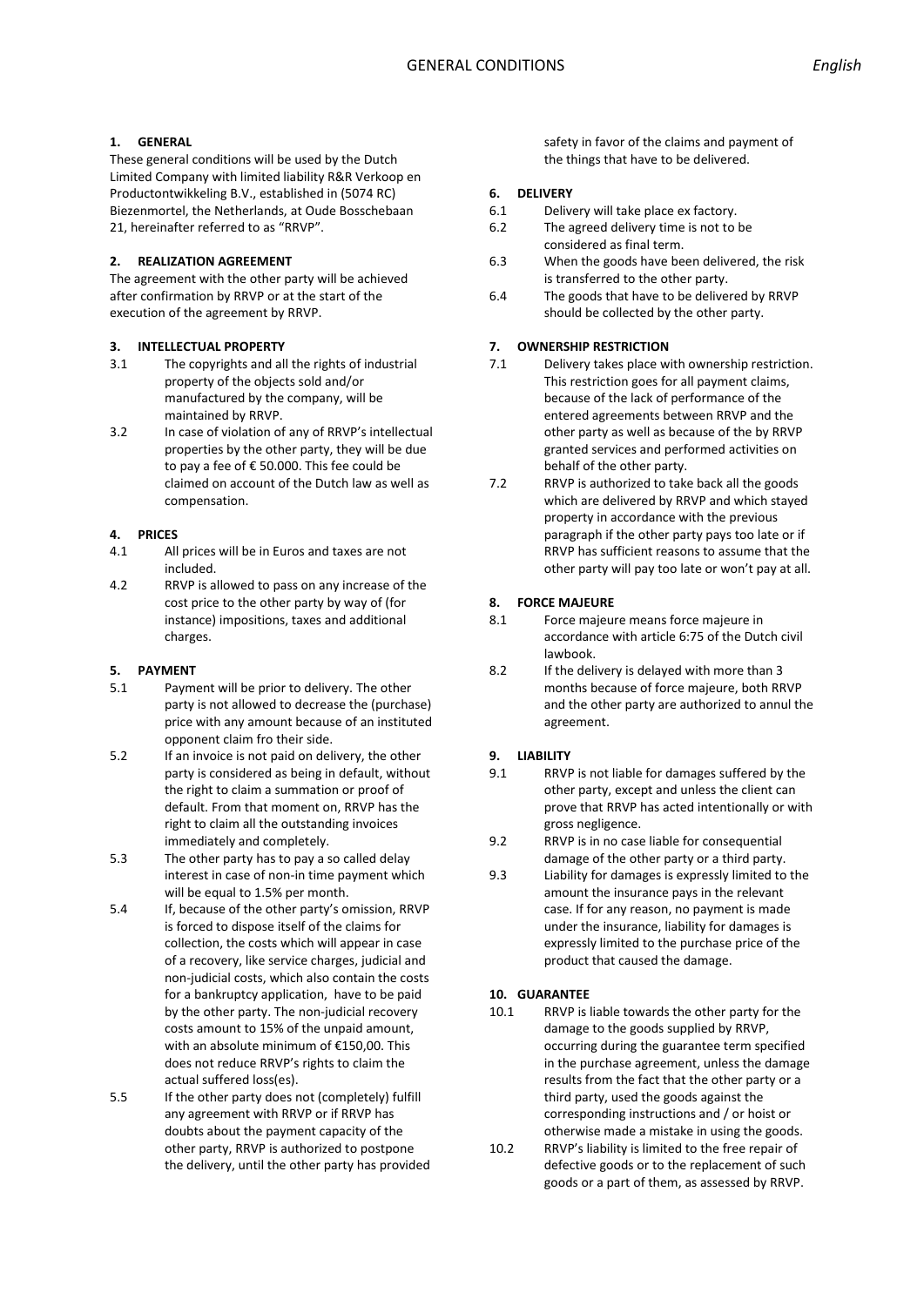# GENERAL CONDITIONS

*English*

## 1. GENERAL

These general conditions will be used by the Dutch Limited Company with limited liability R&R Verkoop en Productontwikkeling B.V., established in (5074 RC) Biezenmortel, the Netherlands, at Oude Bosschebaan 21, hereinafter referred to as "RRVP".

## 2. REALIZATION AGREEMENT

The agreement with the other party will be achieved after confirmation by RRVP or at the start of the execution of the agreement by RRVP.

## 3. INTELLECTUAL PROPERTY

3.1 The copyrights and all the rights of industrial property of the objects sold and/or manufactured by the company, will be maintained by RRVP.

3.2 In case of violation of any of RRVP's intellectual properties by the other party, they will be due to pay a fee of € 50.000. This fee could be claimed on account of the Dutch law as well as compensation.

## 4. PRICES

4.1 All prices will be in Euros and taxes are not included.

4.2 RRVP is allowed to pass on any increase of the cost price to the other party by way of (for instance) impositions, taxes and additional charges.

## 5. PAYMENT

5.1 Payment will be prior to delivery. The other party is not allowed to decrease the (purchase) price with any amount because of an instituted opponent claim fro their side.

5.2 If an invoice is not paid on delivery, the other party is considered as being in default, without the right to claim a summation or proof of default. From that moment on, RRVP has the right to claim all the outstanding invoices immediately and completely.

5.3 The other party has to pay a so called delay interest in case of non-in time payment which will be equal to 1.5% per month.

5.4 If, because of the other party's omission, RRVP is forced to dispose itself of the claims for collection, the costs which will appear in case of a recovery, like service charges, judicial and non-judicial costs, which also contain the costs for a bankruptcy application, have to be paid by the other party. The non-judicial recovery costs amount to 15% of the unpaid amount, with an absolute minimum of €150,00. This does not reduce RRVP's rights to claim the actual suffered loss(es).

5.5 If the other party does not (completely) fulfill any agreement with RRVP or if RRVP has doubts about the payment capacity of the other party, RRVP is authorized to postpone the delivery, until the other party has provided safety in favor of the claims and payment of the things that have to be delivered.

## 6. DELIVERY

6.1 Delivery will take place ex factory.

6.2 The agreed delivery time is not to be considered as final term.

6.3 When the goods have been delivered, the risk is transferred to the other party.

6.4 The goods that have to be delivered by RRVP should be collected by the other party.

## 7. OWNERSHIP RESTRICTION

7.1 Delivery takes place with ownership restriction. This restriction goes for all payment claims, because of the lack of performance of the entered agreements between RRVP and the other party as well as because of the by RRVP granted services and performed activities on behalf of the other party.

7.2 RRVP is authorized to take back all the goods which are delivered by RRVP and which stayed property in accordance with the previous paragraph if the other party pays too late or if RRVP has sufficient reasons to assume that the other party will pay too late or won't pay at all.

## 8. FORCE MAJEURE

8.1 Force majeure means force majeure in accordance with article 6:75 of the Dutch civil lawbook.

8.2 If the delivery is delayed with more than 3 months because of force majeure, both RRVP and the other party are authorized to annul the agreement.

## 9. LIABILITY

9.1 RRVP is not liable for damages suffered by the other party, except and unless the client can prove that RRVP has acted intentionally or with gross negligence.

9.2 RRVP is in no case liable for consequential damage of the other party or a third party.

9.3 Liability for damages is expressly limited to the amount the insurance pays in the relevant case. If for any reason, no payment is made under the insurance, liability for damages is expressly limited to the purchase price of the product that caused the damage.

## 10. GUARANTEE

10.1 RRVP is liable towards the other party for the damage to the goods supplied by RRVP, occurring during the guarantee term specified in the purchase agreement, unless the damage results from the fact that the other party or a third party, used the goods against the corresponding instructions and / or hoist or otherwise made a mistake in using the goods.

10.2 RRVP's liability is limited to the free repair of defective goods or to the replacement of such goods or a part of them, as assessed by RRVP.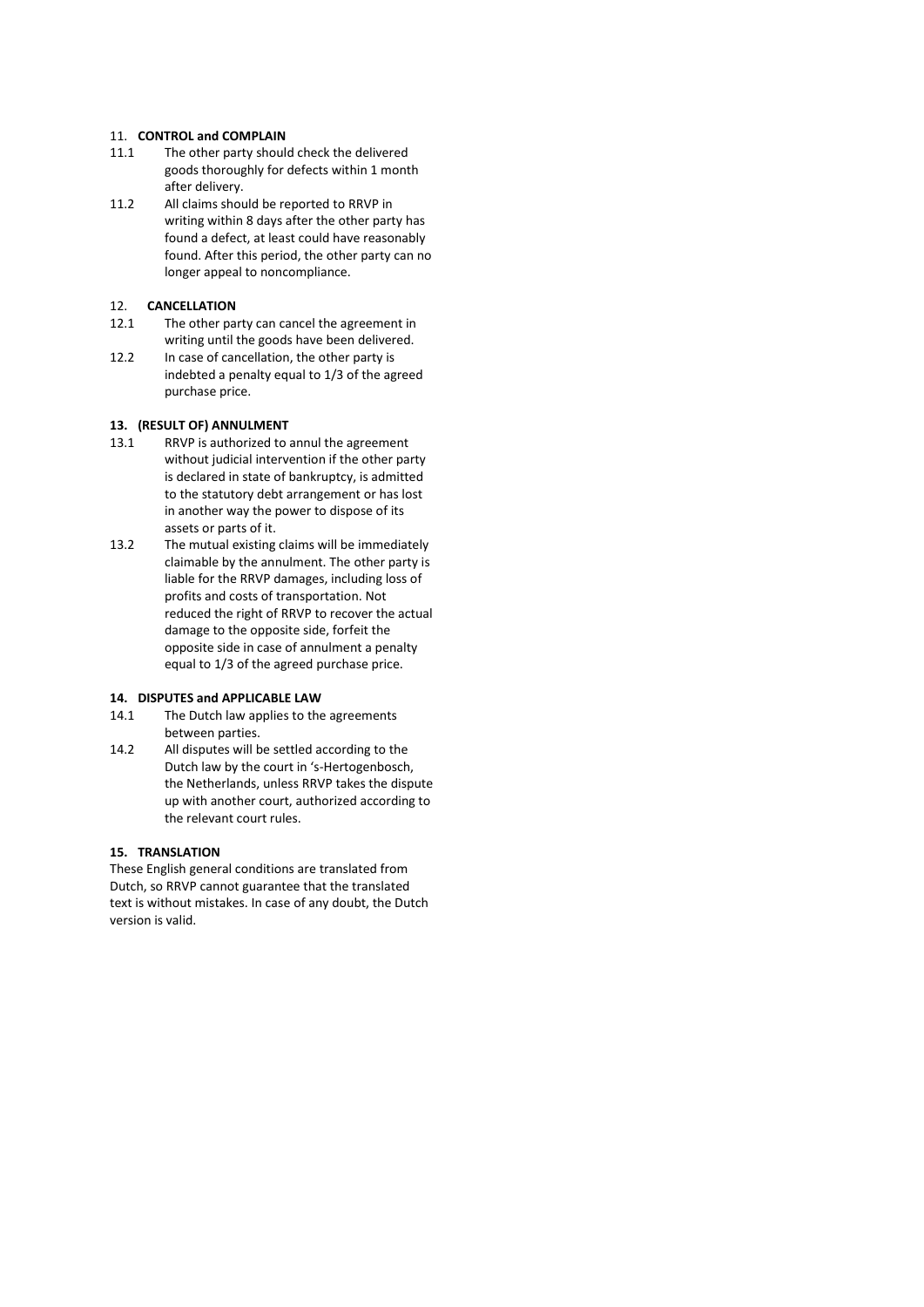## 11. CONTROL and COMPLAIN

11.1 The other party should check the delivered goods thoroughly for defects within 1 month after delivery.

11.2 All claims should be reported to RRVP in writing within 8 days after the other party has found a defect, at least could have reasonably found. After this period, the other party can no longer appeal to noncompliance.

## 12. CANCELLATION

12.1 The other party can cancel the agreement in writing until the goods have been delivered.

12.2 In case of cancellation, the other party is indebted a penalty equal to 1/3 of the agreed purchase price.

## 13. (RESULT OF) ANNULMENT

13.1 RRVP is authorized to annul the agreement without judicial intervention if the other party is declared in state of bankruptcy, is admitted to the statutory debt arrangement or has lost in another way the power to dispose of its assets or parts of it.

13.2 The mutual existing claims will be immediately claimable by the annulment. The other party is liable for the RRVP damages, including loss of profits and costs of transportation. Not reduced the right of RRVP to recover the actual damage to the opposite side, forfeit the opposite side in case of annulment a penalty equal to 1/3 of the agreed purchase price.

## 14. DISPUTES and APPLICABLE LAW

14.1 The Dutch law applies to the agreements between parties.

14.2 All disputes will be settled according to the Dutch law by the court in 's-Hertogenbosch, the Netherlands, unless RRVP takes the dispute up with another court, authorized according to the relevant court rules.

## 15. TRANSLATION

These English general conditions are translated from Dutch, so RRVP cannot guarantee that the translated text is without mistakes. In case of any doubt, the Dutch version is valid.